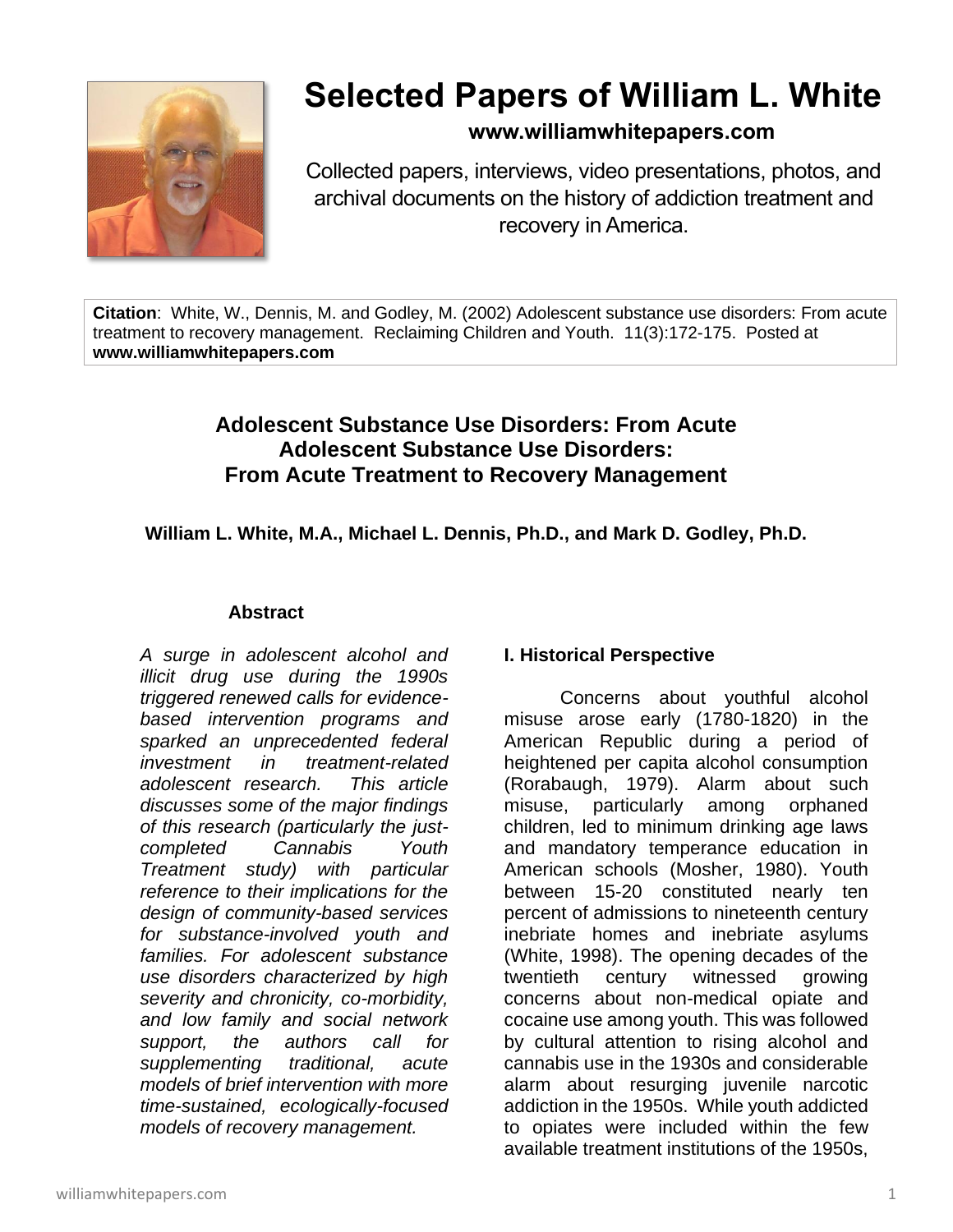# Selected Papers of William L. White

**www.williamwhitepapers.com**

Collected papers, interviews, video presentations, photos, and archival documents on the history of addiction treatment and recovery in America.

**Citation**: White, W., Dennis, M. and Godley, M. (2002) Adolescent substance use disorders: From acute treatment to recovery management. Reclaiming Children and Youth. 11(3):172-175. Posted at **www.williamwhitepapers.com**

## Adolescent Substance Use Disorders: From Acute Adolescent Substance Use Disorders: From Acute Treatment to Recovery Management

**William L. White, M.A., Michael L. Dennis, Ph.D., and Mark D. Godley, Ph.D.**

### Abstract

*A surge in adolescent alcohol and illicit drug use during the 1990s triggered renewed calls for evidence-based intervention programs and sparked an unprecedented federal investment in treatment-related adolescent research. This article discusses some of the major findings of this research (particularly the just-completed Cannabis Youth Treatment study) with particular reference to their implications for the design of community-based services for substance-involved youth and families. For adolescent substance use disorders characterized by high severity and chronicity, co-morbidity, and low family and social network support, the authors call for supplementing traditional, acute models of brief intervention with more time-sustained, ecologically-focused models of recovery management.*

### I. Historical Perspective

Concerns about youthful alcohol misuse arose early (1780-1820) in the American Republic during a period of heightened per capita alcohol consumption (Rorabaugh, 1979). Alarm about such misuse, particularly among orphaned children, led to minimum drinking age laws and mandatory temperance education in American schools (Mosher, 1980). Youth between 15-20 constituted nearly ten percent of admissions to nineteenth century inebriate homes and inebriate asylums (White, 1998). The opening decades of the twentieth century witnessed growing concerns about non-medical opiate and cocaine use among youth. This was followed by cultural attention to rising alcohol and cannabis use in the 1930s and considerable alarm about resurging juvenile narcotic addiction in the 1950s. While youth addicted to opiates were included within the few available treatment institutions of the 1950s,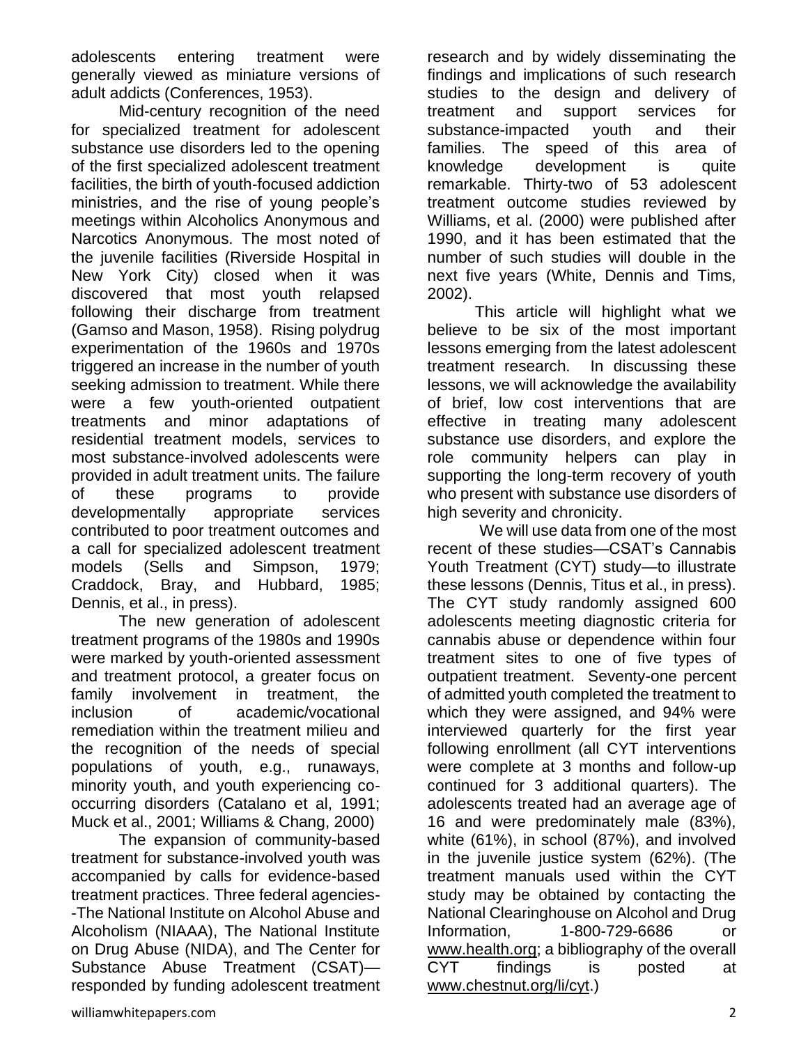adolescents entering treatment were generally viewed as miniature versions of adult addicts (Conferences, 1953).

Mid-century recognition of the need for specialized treatment for adolescent substance use disorders led to the opening of the first specialized adolescent treatment facilities, the birth of youth-focused addiction ministries, and the rise of young people's meetings within Alcoholics Anonymous and Narcotics Anonymous. The most noted of the juvenile facilities (Riverside Hospital in New York City) closed when it was discovered that most youth relapsed following their discharge from treatment (Gamso and Mason, 1958). Rising polydrug experimentation of the 1960s and 1970s triggered an increase in the number of youth seeking admission to treatment. While there were a few youth-oriented outpatient treatments and minor adaptations of residential treatment models, services to most substance-involved adolescents were provided in adult treatment units. The failure of these programs to provide developmentally appropriate services contributed to poor treatment outcomes and a call for specialized adolescent treatment models (Sells and Simpson, 1979; Craddock, Bray, and Hubbard, 1985; Dennis, et al., in press).

The new generation of adolescent treatment programs of the 1980s and 1990s were marked by youth-oriented assessment and treatment protocol, a greater focus on family involvement in treatment, the inclusion of academic/vocational remediation within the treatment milieu and the recognition of the needs of special populations of youth, e.g., runaways, minority youth, and youth experiencing co-occurring disorders (Catalano et al, 1991; Muck et al., 2001; Williams & Chang, 2000)

The expansion of community-based treatment for substance-involved youth was accompanied by calls for evidence-based treatment practices. Three federal agencies--The National Institute on Alcohol Abuse and Alcoholism (NIAAA), The National Institute on Drug Abuse (NIDA), and The Center for Substance Abuse Treatment (CSAT)—responded by funding adolescent treatment research and by widely disseminating the findings and implications of such research studies to the design and delivery of treatment and support services for substance-impacted youth and their families. The speed of this area of knowledge development is quite remarkable. Thirty-two of 53 adolescent treatment outcome studies reviewed by Williams, et al. (2000) were published after 1990, and it has been estimated that the number of such studies will double in the next five years (White, Dennis and Tims, 2002).

This article will highlight what we believe to be six of the most important lessons emerging from the latest adolescent treatment research. In discussing these lessons, we will acknowledge the availability of brief, low cost interventions that are effective in treating many adolescent substance use disorders, and explore the role community helpers can play in supporting the long-term recovery of youth who present with substance use disorders of high severity and chronicity.

We will use data from one of the most recent of these studies—CSAT's Cannabis Youth Treatment (CYT) study—to illustrate these lessons (Dennis, Titus et al., in press). The CYT study randomly assigned 600 adolescents meeting diagnostic criteria for cannabis abuse or dependence within four treatment sites to one of five types of outpatient treatment. Seventy-one percent of admitted youth completed the treatment to which they were assigned, and 94% were interviewed quarterly for the first year following enrollment (all CYT interventions were complete at 3 months and follow-up continued for 3 additional quarters). The adolescents treated had an average age of 16 and were predominately male (83%), white (61%), in school (87%), and involved in the juvenile justice system (62%). (The treatment manuals used within the CYT study may be obtained by contacting the National Clearinghouse on Alcohol and Drug Information, 1-800-729-6686 or www.health.org; a bibliography of the overall CYT findings is posted at www.chestnut.org/li/cyt.)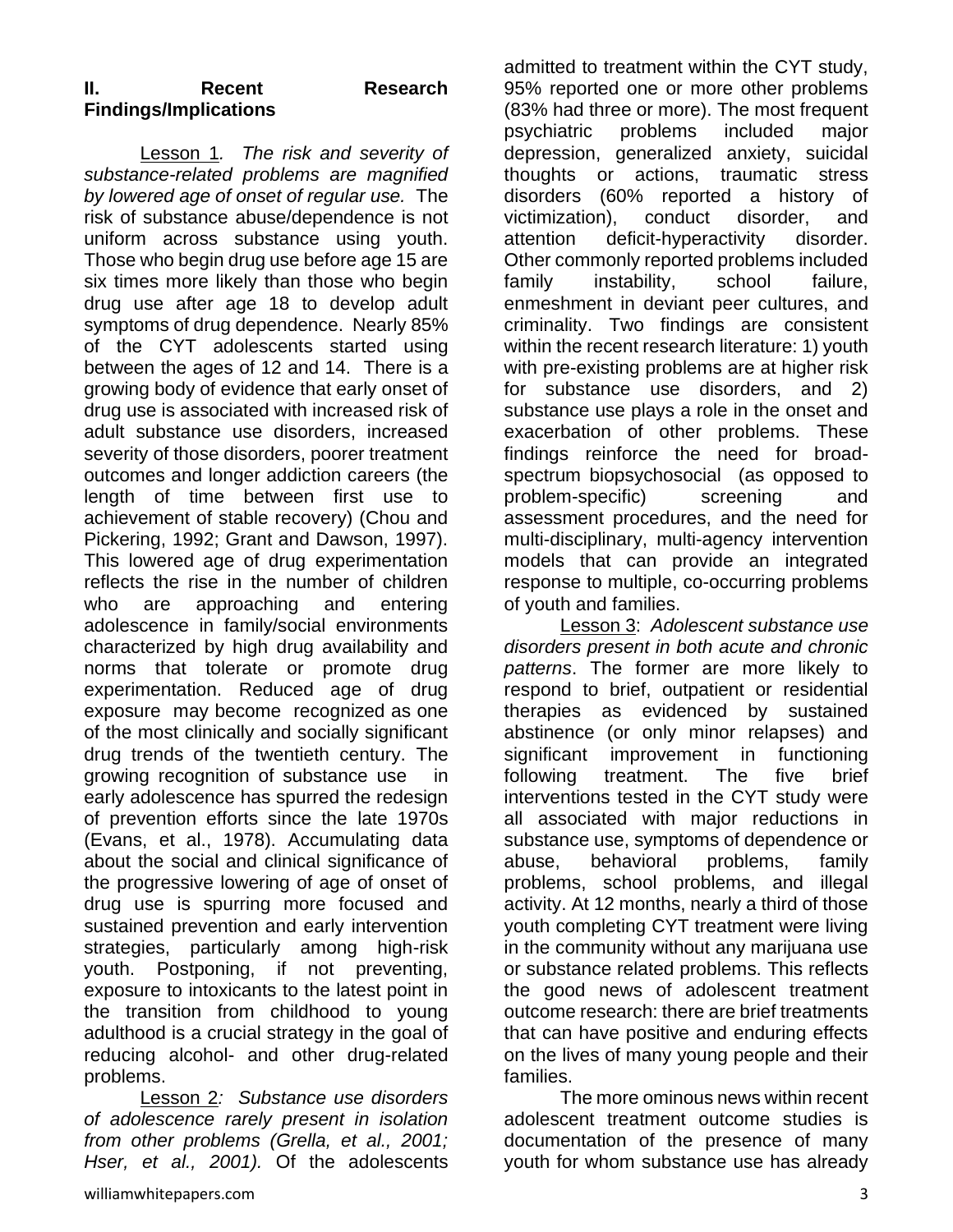## II. Recent Research Findings/Implications

Lesson 1*. The risk and severity of substance-related problems are magnified by lowered age of onset of regular use.* The risk of substance abuse/dependence is not uniform across substance using youth. Those who begin drug use before age 15 are six times more likely than those who begin drug use after age 18 to develop adult symptoms of drug dependence. Nearly 85% of the CYT adolescents started using between the ages of 12 and 14. There is a growing body of evidence that early onset of drug use is associated with increased risk of adult substance use disorders, increased severity of those disorders, poorer treatment outcomes and longer addiction careers (the length of time between first use to achievement of stable recovery) (Chou and Pickering, 1992; Grant and Dawson, 1997). This lowered age of drug experimentation reflects the rise in the number of children who are approaching and entering adolescence in family/social environments characterized by high drug availability and norms that tolerate or promote drug experimentation. Reduced age of drug exposure may become recognized as one of the most clinically and socially significant drug trends of the twentieth century. The growing recognition of substance use in early adolescence has spurred the redesign of prevention efforts since the late 1970s (Evans, et al., 1978). Accumulating data about the social and clinical significance of the progressive lowering of age of onset of drug use is spurring more focused and sustained prevention and early intervention strategies, particularly among high-risk youth. Postponing, if not preventing, exposure to intoxicants to the latest point in the transition from childhood to young adulthood is a crucial strategy in the goal of reducing alcohol- and other drug-related problems.

Lesson 2*: Substance use disorders of adolescence rarely present in isolation from other problems (Grella, et al., 2001; Hser, et al., 2001).* Of the adolescents admitted to treatment within the CYT study, 95% reported one or more other problems (83% had three or more). The most frequent psychiatric problems included major depression, generalized anxiety, suicidal thoughts or actions, traumatic stress disorders (60% reported a history of victimization), conduct disorder, and attention deficit-hyperactivity disorder. Other commonly reported problems included family instability, school failure, enmeshment in deviant peer cultures, and criminality. Two findings are consistent within the recent research literature: 1) youth with pre-existing problems are at higher risk for substance use disorders, and 2) substance use plays a role in the onset and exacerbation of other problems. These findings reinforce the need for broad-spectrum biopsychosocial (as opposed to problem-specific) screening and assessment procedures, and the need for multi-disciplinary, multi-agency intervention models that can provide an integrated response to multiple, co-occurring problems of youth and families.

Lesson 3: *Adolescent substance use disorders present in both acute and chronic patterns*. The former are more likely to respond to brief, outpatient or residential therapies as evidenced by sustained abstinence (or only minor relapses) and significant improvement in functioning following treatment. The five brief interventions tested in the CYT study were all associated with major reductions in substance use, symptoms of dependence or abuse, behavioral problems, family problems, school problems, and illegal activity. At 12 months, nearly a third of those youth completing CYT treatment were living in the community without any marijuana use or substance related problems. This reflects the good news of adolescent treatment outcome research: there are brief treatments that can have positive and enduring effects on the lives of many young people and their families.

The more ominous news within recent adolescent treatment outcome studies is documentation of the presence of many youth for whom substance use has already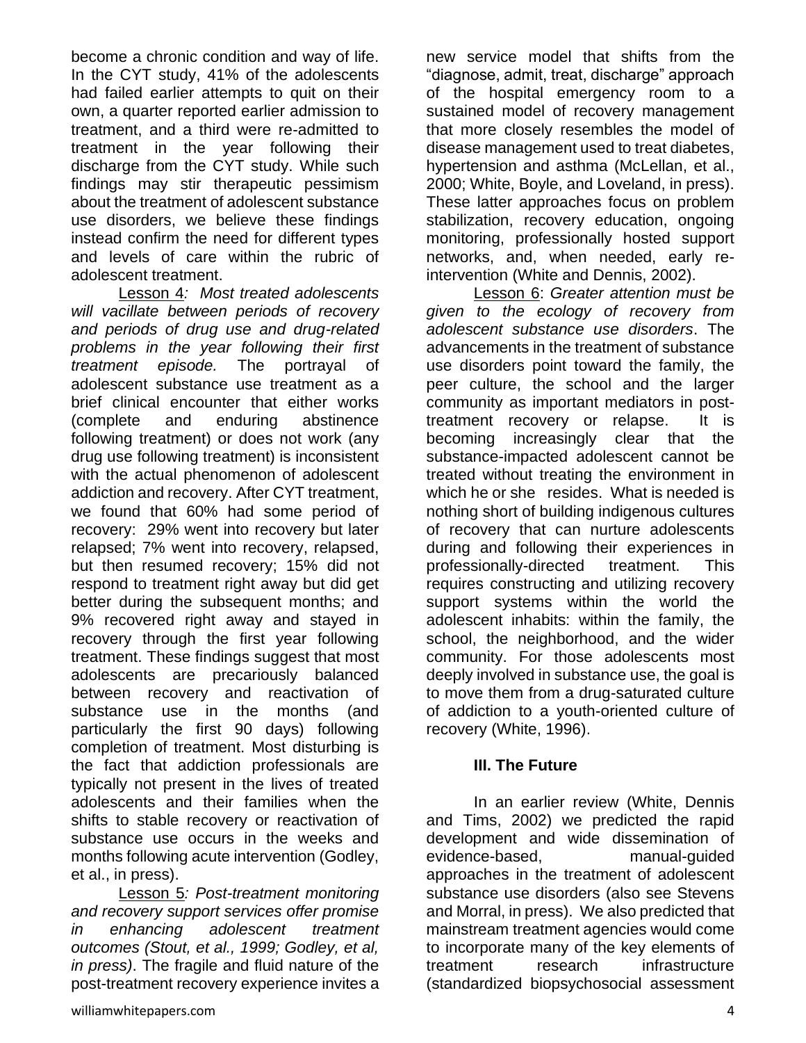become a chronic condition and way of life. In the CYT study, 41% of the adolescents had failed earlier attempts to quit on their own, a quarter reported earlier admission to treatment, and a third were re-admitted to treatment in the year following their discharge from the CYT study. While such findings may stir therapeutic pessimism about the treatment of adolescent substance use disorders, we believe these findings instead confirm the need for different types and levels of care within the rubric of adolescent treatment.

Lesson 4*: Most treated adolescents will vacillate between periods of recovery and periods of drug use and drug-related problems in the year following their first treatment episode.* The portrayal of adolescent substance use treatment as a brief clinical encounter that either works (complete and enduring abstinence following treatment) or does not work (any drug use following treatment) is inconsistent with the actual phenomenon of adolescent addiction and recovery. After CYT treatment, we found that 60% had some period of recovery: 29% went into recovery but later relapsed; 7% went into recovery, relapsed, but then resumed recovery; 15% did not respond to treatment right away but did get better during the subsequent months; and 9% recovered right away and stayed in recovery through the first year following treatment. These findings suggest that most adolescents are precariously balanced between recovery and reactivation of substance use in the months (and particularly the first 90 days) following completion of treatment. Most disturbing is the fact that addiction professionals are typically not present in the lives of treated adolescents and their families when the shifts to stable recovery or reactivation of substance use occurs in the weeks and months following acute intervention (Godley, et al., in press).

Lesson 5*: Post-treatment monitoring and recovery support services offer promise in enhancing adolescent treatment outcomes (Stout, et al., 1999; Godley, et al, in press)*. The fragile and fluid nature of the post-treatment recovery experience invites a new service model that shifts from the "diagnose, admit, treat, discharge" approach of the hospital emergency room to a sustained model of recovery management that more closely resembles the model of disease management used to treat diabetes, hypertension and asthma (McLellan, et al., 2000; White, Boyle, and Loveland, in press). These latter approaches focus on problem stabilization, recovery education, ongoing monitoring, professionally hosted support networks, and, when needed, early re-intervention (White and Dennis, 2002).

Lesson 6: *Greater attention must be given to the ecology of recovery from adolescent substance use disorders*. The advancements in the treatment of substance use disorders point toward the family, the peer culture, the school and the larger community as important mediators in post-treatment recovery or relapse. It is becoming increasingly clear that the substance-impacted adolescent cannot be treated without treating the environment in which he or she resides. What is needed is nothing short of building indigenous cultures of recovery that can nurture adolescents during and following their experiences in professionally-directed treatment. This requires constructing and utilizing recovery support systems within the world the adolescent inhabits: within the family, the school, the neighborhood, and the wider community. For those adolescents most deeply involved in substance use, the goal is to move them from a drug-saturated culture of addiction to a youth-oriented culture of recovery (White, 1996).

## III. The Future

In an earlier review (White, Dennis and Tims, 2002) we predicted the rapid development and wide dissemination of evidence-based, manual-guided approaches in the treatment of adolescent substance use disorders (also see Stevens and Morral, in press). We also predicted that mainstream treatment agencies would come to incorporate many of the key elements of treatment research infrastructure (standardized biopsychosocial assessment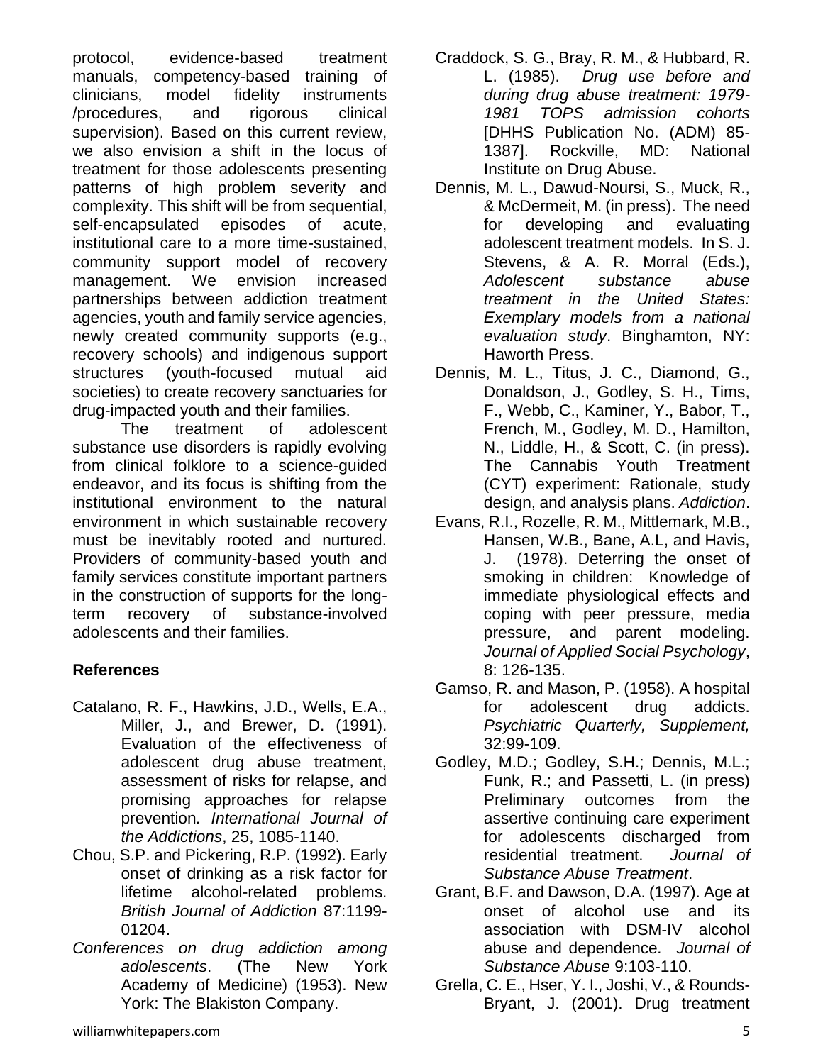protocol, evidence-based treatment manuals, competency-based training of clinicians, model fidelity instruments /procedures, and rigorous clinical supervision). Based on this current review, we also envision a shift in the locus of treatment for those adolescents presenting patterns of high problem severity and complexity. This shift will be from sequential, self-encapsulated episodes of acute, institutional care to a more time-sustained, community support model of recovery management. We envision increased partnerships between addiction treatment agencies, youth and family service agencies, newly created community supports (e.g., recovery schools) and indigenous support structures (youth-focused mutual aid societies) to create recovery sanctuaries for drug-impacted youth and their families.

The treatment of adolescent substance use disorders is rapidly evolving from clinical folklore to a science-guided endeavor, and its focus is shifting from the institutional environment to the natural environment in which sustainable recovery must be inevitably rooted and nurtured. Providers of community-based youth and family services constitute important partners in the construction of supports for the long-term recovery of substance-involved adolescents and their families.

## References

Catalano, R. F., Hawkins, J.D., Wells, E.A., Miller, J., and Brewer, D. (1991). Evaluation of the effectiveness of adolescent drug abuse treatment, assessment of risks for relapse, and promising approaches for relapse prevention*. International Journal of the Addictions*, 25, 1085-1140.

Chou, S.P. and Pickering, R.P. (1992). Early onset of drinking as a risk factor for lifetime alcohol-related problems. *British Journal of Addiction* 87:1199-01204.

*Conferences on drug addiction among adolescents*. (The New York Academy of Medicine) (1953). New York: The Blakiston Company.

Craddock, S. G., Bray, R. M., & Hubbard, R. L. (1985). *Drug use before and during drug abuse treatment: 1979-1981 TOPS admission cohorts* [DHHS Publication No. (ADM) 85-1387]. Rockville, MD: National Institute on Drug Abuse.

Dennis, M. L., Dawud-Noursi, S., Muck, R., & McDermeit, M. (in press). The need for developing and evaluating adolescent treatment models. In S. J. Stevens, & A. R. Morral (Eds.), *Adolescent substance abuse treatment in the United States: Exemplary models from a national evaluation study*. Binghamton, NY: Haworth Press.

Dennis, M. L., Titus, J. C., Diamond, G., Donaldson, J., Godley, S. H., Tims, F., Webb, C., Kaminer, Y., Babor, T., French, M., Godley, M. D., Hamilton, N., Liddle, H., & Scott, C. (in press). The Cannabis Youth Treatment (CYT) experiment: Rationale, study design, and analysis plans. *Addiction*.

Evans, R.I., Rozelle, R. M., Mittlemark, M.B., Hansen, W.B., Bane, A.L, and Havis, J. (1978). Deterring the onset of smoking in children: Knowledge of immediate physiological effects and coping with peer pressure, media pressure, and parent modeling. *Journal of Applied Social Psychology*, 8: 126-135.

Gamso, R. and Mason, P. (1958). A hospital for adolescent drug addicts. *Psychiatric Quarterly, Supplement,* 32:99-109.

Godley, M.D.; Godley, S.H.; Dennis, M.L.; Funk, R.; and Passetti, L. (in press) Preliminary outcomes from the assertive continuing care experiment for adolescents discharged from residential treatment. *Journal of Substance Abuse Treatment*.

Grant, B.F. and Dawson, D.A. (1997). Age at onset of alcohol use and its association with DSM-IV alcohol abuse and dependence*. Journal of Substance Abuse* 9:103-110.

Grella, C. E., Hser, Y. I., Joshi, V., & Rounds-Bryant, J. (2001). Drug treatment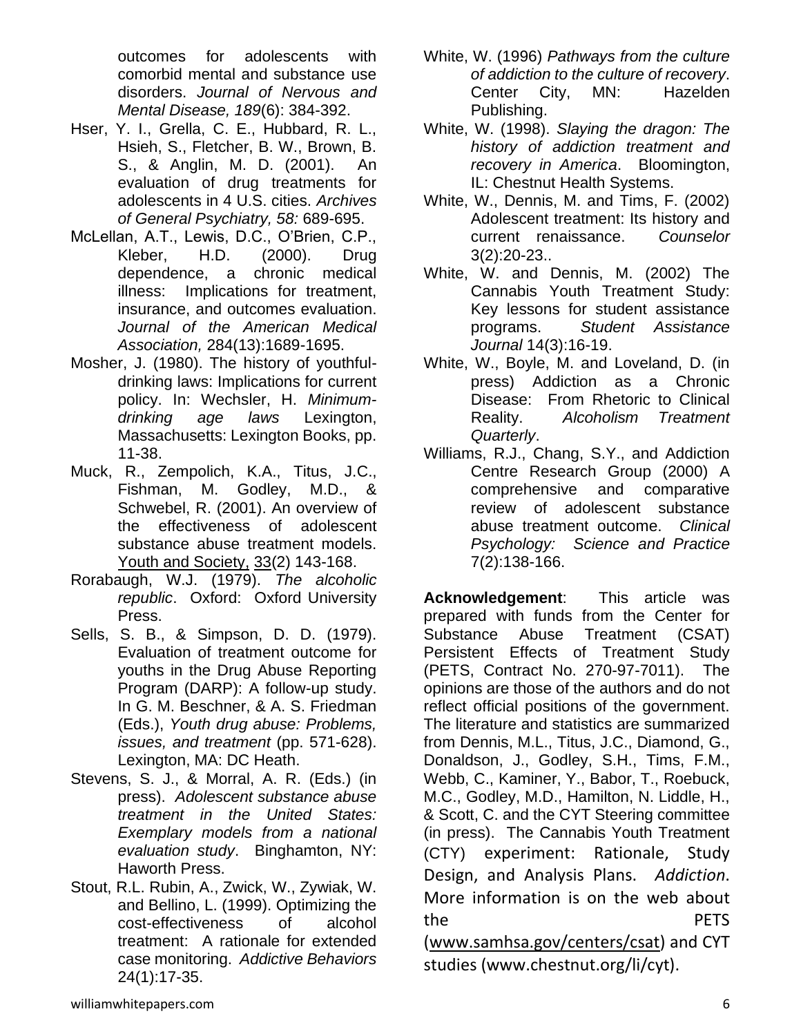outcomes for adolescents with comorbid mental and substance use disorders. *Journal of Nervous and Mental Disease, 189*(6): 384-392.

Hser, Y. I., Grella, C. E., Hubbard, R. L., Hsieh, S., Fletcher, B. W., Brown, B. S., & Anglin, M. D. (2001). An evaluation of drug treatments for adolescents in 4 U.S. cities. *Archives of General Psychiatry, 58:* 689-695.

McLellan, A.T., Lewis, D.C., O'Brien, C.P., Kleber, H.D. (2000). Drug dependence, a chronic medical illness: Implications for treatment, insurance, and outcomes evaluation. *Journal of the American Medical Association,* 284(13):1689-1695.

Mosher, J. (1980). The history of youthful-drinking laws: Implications for current policy. In: Wechsler, H. *Minimum-drinking age laws* Lexington, Massachusetts: Lexington Books, pp. 11-38.

Muck, R., Zempolich, K.A., Titus, J.C., Fishman, M. Godley, M.D., & Schwebel, R. (2001). An overview of the effectiveness of adolescent substance abuse treatment models. Youth and Society, 33(2) 143-168.

Rorabaugh, W.J. (1979). *The alcoholic republic*. Oxford: Oxford University Press.

Sells, S. B., & Simpson, D. D. (1979). Evaluation of treatment outcome for youths in the Drug Abuse Reporting Program (DARP): A follow-up study. In G. M. Beschner, & A. S. Friedman (Eds.), *Youth drug abuse: Problems, issues, and treatment* (pp. 571-628). Lexington, MA: DC Heath.

Stevens, S. J., & Morral, A. R. (Eds.) (in press). *Adolescent substance abuse treatment in the United States: Exemplary models from a national evaluation study*. Binghamton, NY: Haworth Press.

Stout, R.L. Rubin, A., Zwick, W., Zywiak, W. and Bellino, L. (1999). Optimizing the cost-effectiveness of alcohol treatment: A rationale for extended case monitoring. *Addictive Behaviors* 24(1):17-35.

White, W. (1996) *Pathways from the culture of addiction to the culture of recovery*. Center City, MN: Hazelden Publishing.

White, W. (1998). *Slaying the dragon: The history of addiction treatment and recovery in America*. Bloomington, IL: Chestnut Health Systems.

White, W., Dennis, M. and Tims, F. (2002) Adolescent treatment: Its history and current renaissance. *Counselor* 3(2):20-23..

White, W. and Dennis, M. (2002) The Cannabis Youth Treatment Study: Key lessons for student assistance programs. *Student Assistance Journal* 14(3):16-19.

White, W., Boyle, M. and Loveland, D. (in press) Addiction as a Chronic Disease: From Rhetoric to Clinical Reality. *Alcoholism Treatment Quarterly*.

Williams, R.J., Chang, S.Y., and Addiction Centre Research Group (2000) A comprehensive and comparative review of adolescent substance abuse treatment outcome. *Clinical Psychology: Science and Practice* 7(2):138-166.

**Acknowledgement**: This article was prepared with funds from the Center for Substance Abuse Treatment (CSAT) Persistent Effects of Treatment Study (PETS, Contract No. 270-97-7011). The opinions are those of the authors and do not reflect official positions of the government. The literature and statistics are summarized from Dennis, M.L., Titus, J.C., Diamond, G., Donaldson, J., Godley, S.H., Tims, F.M., Webb, C., Kaminer, Y., Babor, T., Roebuck, M.C., Godley, M.D., Hamilton, N. Liddle, H., & Scott, C. and the CYT Steering committee (in press). The Cannabis Youth Treatment (CTY) experiment: Rationale, Study Design, and Analysis Plans. *Addiction*. More information is on the web about the PETS (www.samhsa.gov/centers/csat) and CYT studies (www.chestnut.org/li/cyt).